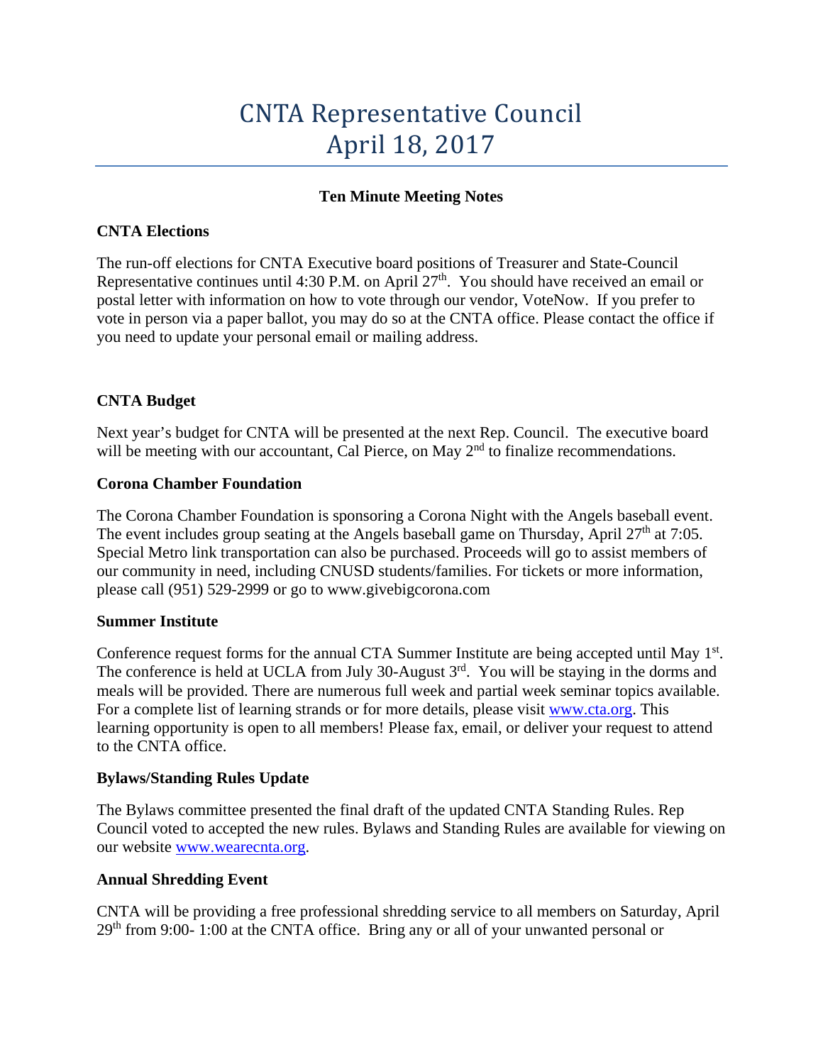# CNTA Representative Council
# April 18, 2017

**Ten Minute Meeting Notes**

**CNTA Elections**

The run-off elections for CNTA Executive board positions of Treasurer and State-Council Representative continues until 4:30 P.M. on April 27th. You should have received an email or postal letter with information on how to vote through our vendor, VoteNow. If you prefer to vote in person via a paper ballot, you may do so at the CNTA office. Please contact the office if you need to update your personal email or mailing address.

**CNTA Budget**

Next year's budget for CNTA will be presented at the next Rep. Council. The executive board will be meeting with our accountant, Cal Pierce, on May 2nd to finalize recommendations.

**Corona Chamber Foundation**

The Corona Chamber Foundation is sponsoring a Corona Night with the Angels baseball event. The event includes group seating at the Angels baseball game on Thursday, April 27th at 7:05. Special Metro link transportation can also be purchased. Proceeds will go to assist members of our community in need, including CNUSD students/families. For tickets or more information, please call (951) 529-2999 or go to www.givebigcorona.com

**Summer Institute**

Conference request forms for the annual CTA Summer Institute are being accepted until May 1st. The conference is held at UCLA from July 30-August 3rd. You will be staying in the dorms and meals will be provided. There are numerous full week and partial week seminar topics available. For a complete list of learning strands or for more details, please visit [www.cta.org](www.cta.org). This learning opportunity is open to all members! Please fax, email, or deliver your request to attend to the CNTA office.

**Bylaws/Standing Rules Update**

The Bylaws committee presented the final draft of the updated CNTA Standing Rules. Rep Council voted to accepted the new rules. Bylaws and Standing Rules are available for viewing on our website [www.wearecnta.org](www.wearecnta.org).

**Annual Shredding Event**

CNTA will be providing a free professional shredding service to all members on Saturday, April 29th from 9:00- 1:00 at the CNTA office. Bring any or all of your unwanted personal or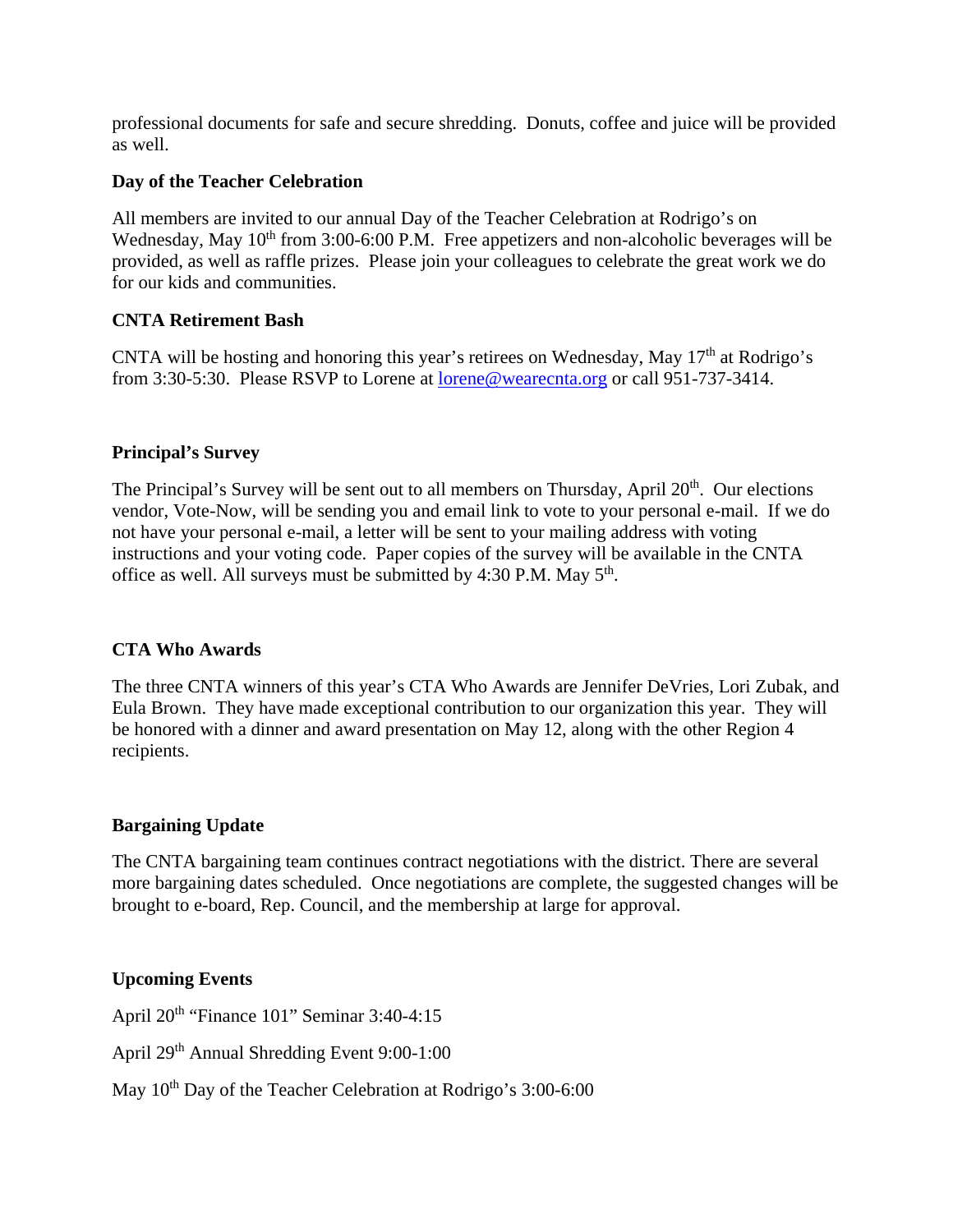professional documents for safe and secure shredding.  Donuts, coffee and juice will be provided as well.

**Day of the Teacher Celebration**

All members are invited to our annual Day of the Teacher Celebration at Rodrigo's on Wednesday, May 10th from 3:00-6:00 P.M.  Free appetizers and non-alcoholic beverages will be provided, as well as raffle prizes.  Please join your colleagues to celebrate the great work we do for our kids and communities.

**CNTA Retirement Bash**

CNTA will be hosting and honoring this year's retirees on Wednesday, May 17th at Rodrigo's from 3:30-5:30.  Please RSVP to Lorene at lorene@wearecnta.org or call 951-737-3414.

**Principal's Survey**

The Principal's Survey will be sent out to all members on Thursday, April 20th.  Our elections vendor, Vote-Now, will be sending you and email link to vote to your personal e-mail.  If we do not have your personal e-mail, a letter will be sent to your mailing address with voting instructions and your voting code.  Paper copies of the survey will be available in the CNTA office as well. All surveys must be submitted by 4:30 P.M. May 5th.

**CTA Who Awards**

The three CNTA winners of this year's CTA Who Awards are Jennifer DeVries, Lori Zubak, and Eula Brown.  They have made exceptional contribution to our organization this year.  They will be honored with a dinner and award presentation on May 12, along with the other Region 4 recipients.

**Bargaining Update**

The CNTA bargaining team continues contract negotiations with the district. There are several more bargaining dates scheduled.  Once negotiations are complete, the suggested changes will be brought to e-board, Rep. Council, and the membership at large for approval.

**Upcoming Events**

April 20th "Finance 101" Seminar 3:40-4:15

April 29th Annual Shredding Event 9:00-1:00

May 10th Day of the Teacher Celebration at Rodrigo's 3:00-6:00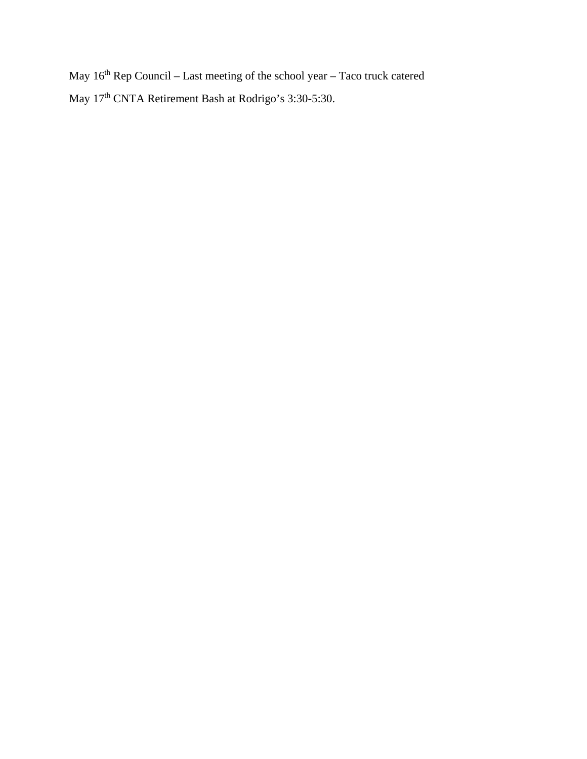May 16th Rep Council – Last meeting of the school year – Taco truck catered

May 17th CNTA Retirement Bash at Rodrigo’s 3:30-5:30.